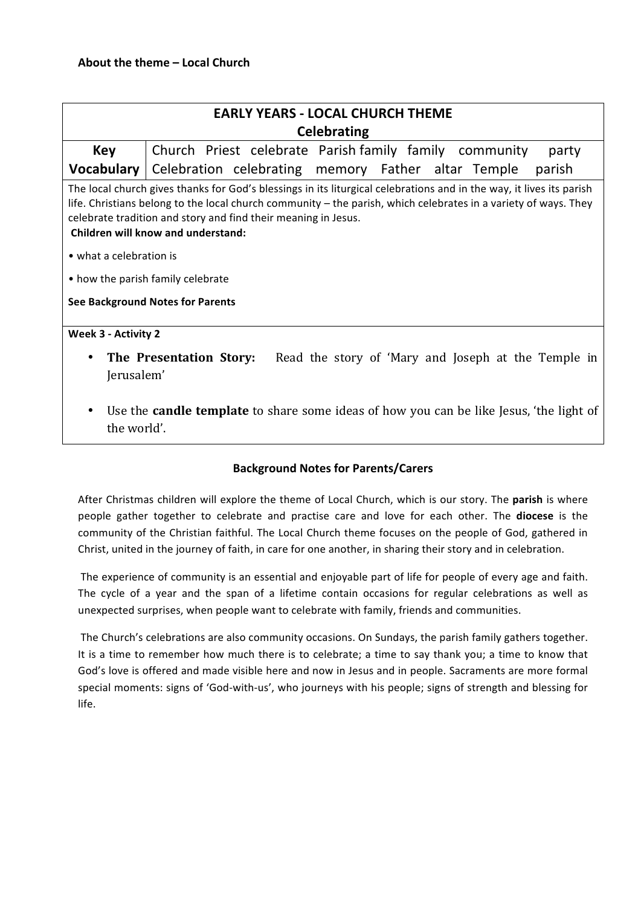**About the theme – Local Church**

| EARLY YEARS - LOCAL CHURCH THEME<br>Celebrating | |
|---|---|
| **Key Vocabulary** | Church Priest celebrate Parish family family community party Celebration celebrating memory Father altar Temple parish |

The local church gives thanks for God's blessings in its liturgical celebrations and in the way, it lives its parish life. Christians belong to the local church community – the parish, which celebrates in a variety of ways. They celebrate tradition and story and find their meaning in Jesus.

**Children will know and understand:**

- what a celebration is
- how the parish family celebrate

**See Background Notes for Parents**

**Week 3 - Activity 2**

- **The Presentation Story:** Read the story of 'Mary and Joseph at the Temple in Jerusalem'
- Use the **candle template** to share some ideas of how you can be like Jesus, 'the light of the world'.

## Background Notes for Parents/Carers

After Christmas children will explore the theme of Local Church, which is our story. The **parish** is where people gather together to celebrate and practise care and love for each other. The **diocese** is the community of the Christian faithful. The Local Church theme focuses on the people of God, gathered in Christ, united in the journey of faith, in care for one another, in sharing their story and in celebration.

The experience of community is an essential and enjoyable part of life for people of every age and faith. The cycle of a year and the span of a lifetime contain occasions for regular celebrations as well as unexpected surprises, when people want to celebrate with family, friends and communities.

The Church's celebrations are also community occasions. On Sundays, the parish family gathers together. It is a time to remember how much there is to celebrate; a time to say thank you; a time to know that God's love is offered and made visible here and now in Jesus and in people. Sacraments are more formal special moments: signs of 'God-with-us', who journeys with his people; signs of strength and blessing for life.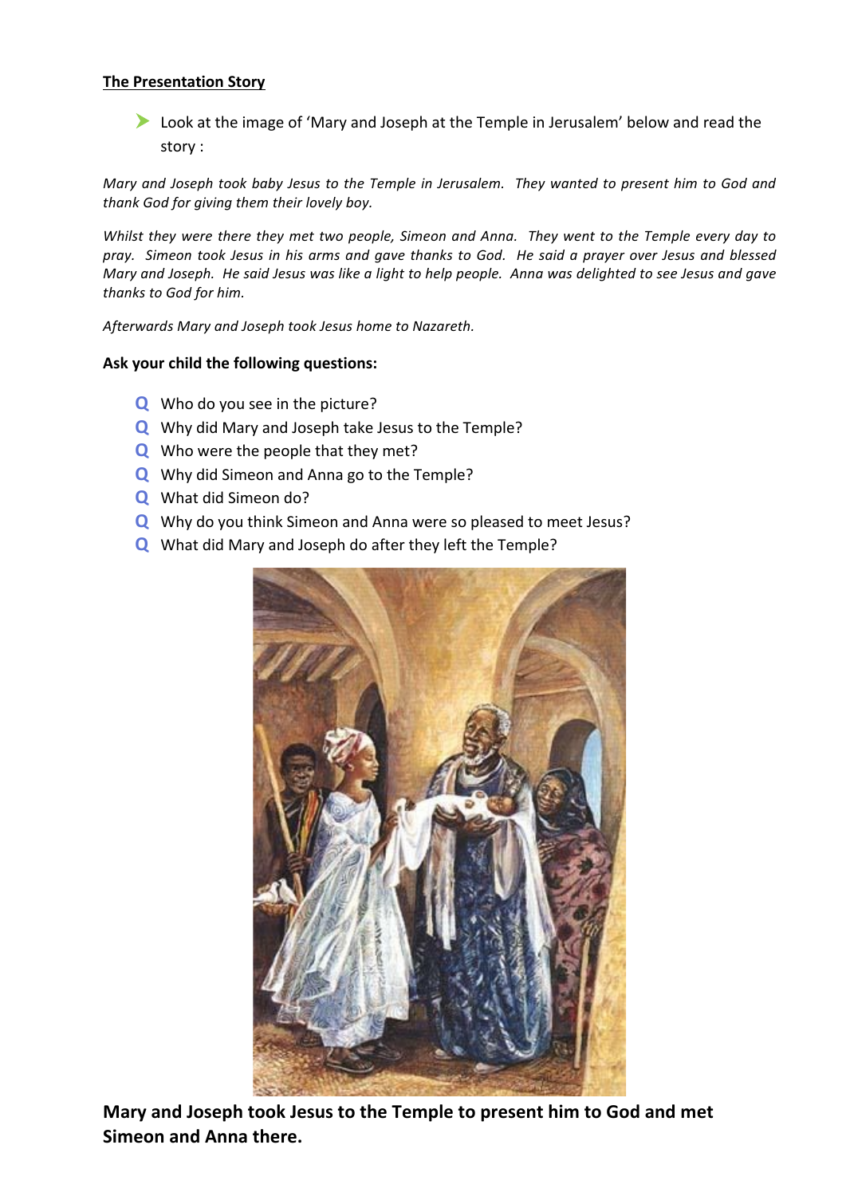**<u>The Presentation Story</u>**

- Look at the image of 'Mary and Joseph at the Temple in Jerusalem' below and read the story :

*Mary and Joseph took baby Jesus to the Temple in Jerusalem. They wanted to present him to God and thank God for giving them their lovely boy.*

*Whilst they were there they met two people, Simeon and Anna. They went to the Temple every day to pray. Simeon took Jesus in his arms and gave thanks to God. He said a prayer over Jesus and blessed Mary and Joseph. He said Jesus was like a light to help people. Anna was delighted to see Jesus and gave thanks to God for him.*

*Afterwards Mary and Joseph took Jesus home to Nazareth.*

**Ask your child the following questions:**

- Q Who do you see in the picture?
- Q Why did Mary and Joseph take Jesus to the Temple?
- Q Who were the people that they met?
- Q Why did Simeon and Anna go to the Temple?
- Q What did Simeon do?
- Q Why do you think Simeon and Anna were so pleased to meet Jesus?
- Q What did Mary and Joseph do after they left the Temple?

**Mary and Joseph took Jesus to the Temple to present him to God and met Simeon and Anna there.**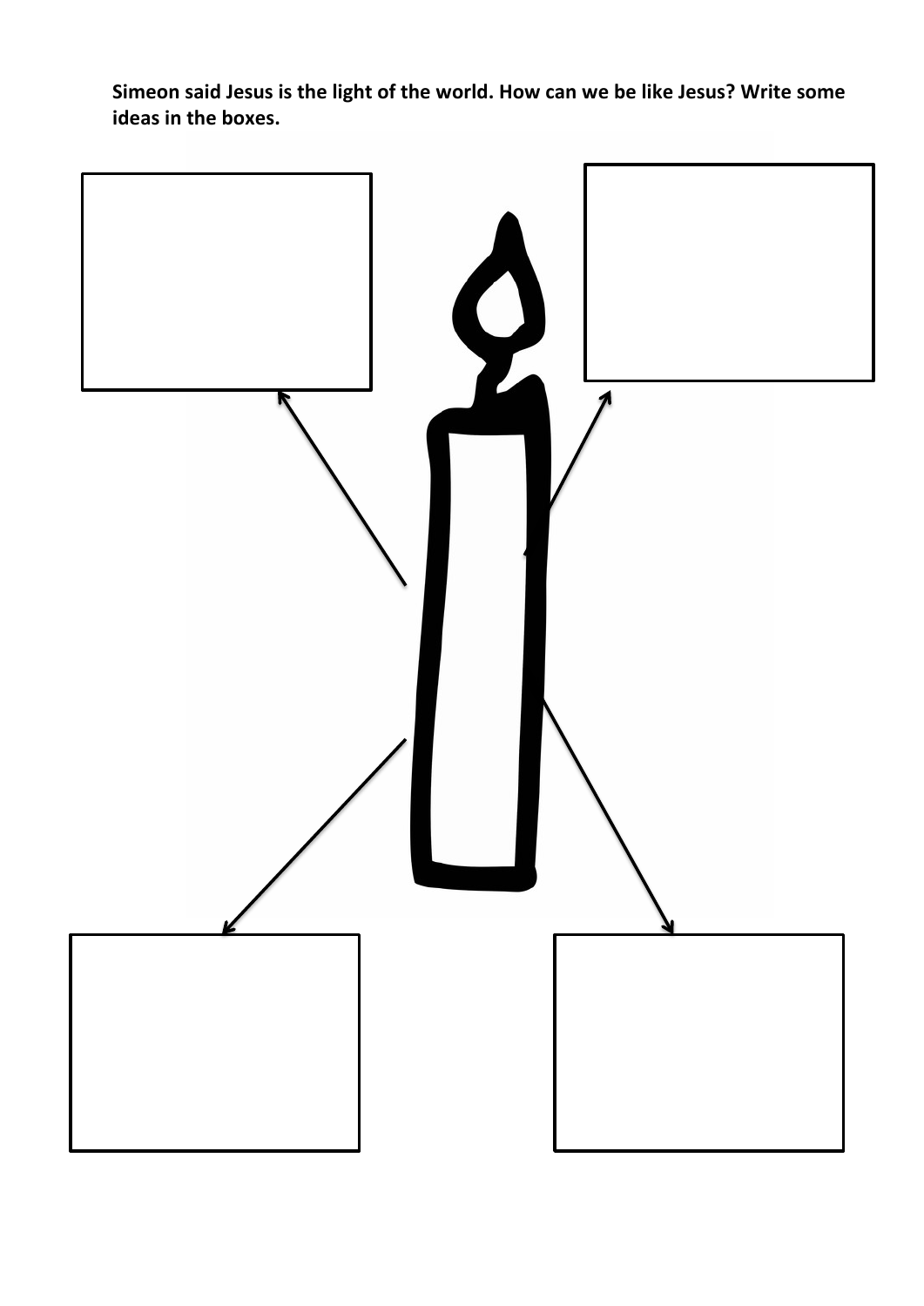**Simeon said Jesus is the light of the world. How can we be like Jesus? Write some ideas in the boxes.**